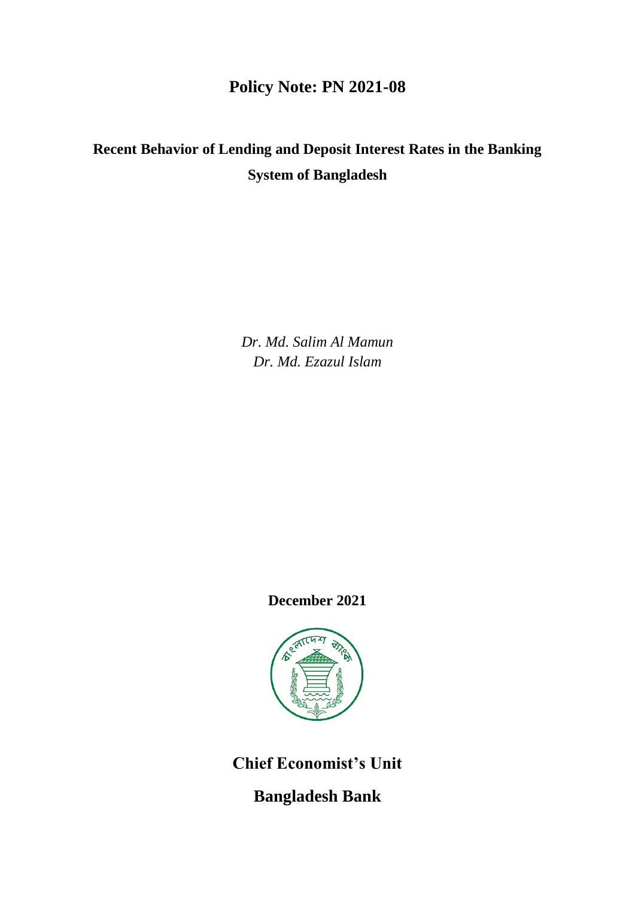# Policy Note: PN 2021-08

## Recent Behavior of Lending and Deposit Interest Rates in the Banking System of Bangladesh

*Dr. Md. Salim Al Mamun*
*Dr. Md. Ezazul Islam*

**December 2021**

**Chief Economist's Unit**

**Bangladesh Bank**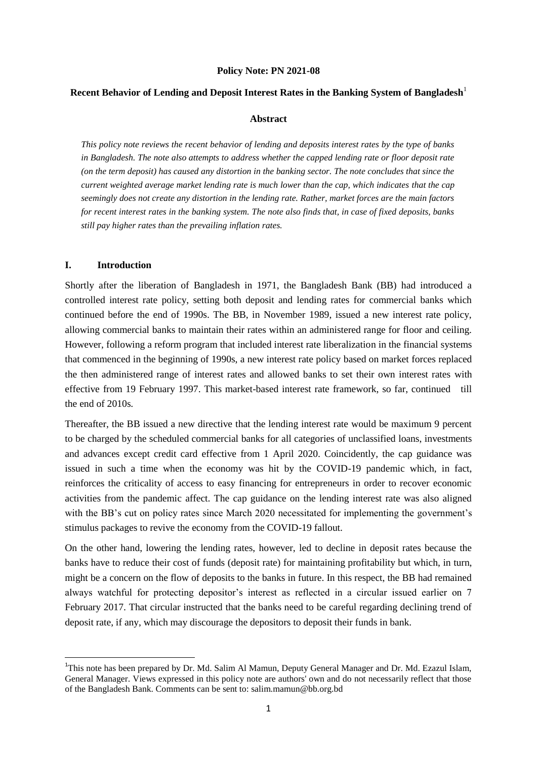**Policy Note: PN 2021-08**

# Recent Behavior of Lending and Deposit Interest Rates in the Banking System of Bangladesh[1]

## Abstract

*This policy note reviews the recent behavior of lending and deposits interest rates by the type of banks in Bangladesh. The note also attempts to address whether the capped lending rate or floor deposit rate (on the term deposit) has caused any distortion in the banking sector. The note concludes that since the current weighted average market lending rate is much lower than the cap, which indicates that the cap seemingly does not create any distortion in the lending rate. Rather, market forces are the main factors for recent interest rates in the banking system. The note also finds that, in case of fixed deposits, banks still pay higher rates than the prevailing inflation rates.*

## I. Introduction

Shortly after the liberation of Bangladesh in 1971, the Bangladesh Bank (BB) had introduced a controlled interest rate policy, setting both deposit and lending rates for commercial banks which continued before the end of 1990s. The BB, in November 1989, issued a new interest rate policy, allowing commercial banks to maintain their rates within an administered range for floor and ceiling. However, following a reform program that included interest rate liberalization in the financial systems that commenced in the beginning of 1990s, a new interest rate policy based on market forces replaced the then administered range of interest rates and allowed banks to set their own interest rates with effective from 19 February 1997. This market-based interest rate framework, so far, continued till the end of 2010s.

Thereafter, the BB issued a new directive that the lending interest rate would be maximum 9 percent to be charged by the scheduled commercial banks for all categories of unclassified loans, investments and advances except credit card effective from 1 April 2020. Coincidently, the cap guidance was issued in such a time when the economy was hit by the COVID-19 pandemic which, in fact, reinforces the criticality of access to easy financing for entrepreneurs in order to recover economic activities from the pandemic affect. The cap guidance on the lending interest rate was also aligned with the BB's cut on policy rates since March 2020 necessitated for implementing the government's stimulus packages to revive the economy from the COVID-19 fallout.

On the other hand, lowering the lending rates, however, led to decline in deposit rates because the banks have to reduce their cost of funds (deposit rate) for maintaining profitability but which, in turn, might be a concern on the flow of deposits to the banks in future. In this respect, the BB had remained always watchful for protecting depositor's interest as reflected in a circular issued earlier on 7 February 2017. That circular instructed that the banks need to be careful regarding declining trend of deposit rate, if any, which may discourage the depositors to deposit their funds in bank.

---

[1] This note has been prepared by Dr. Md. Salim Al Mamun, Deputy General Manager and Dr. Md. Ezazul Islam, General Manager. Views expressed in this policy note are authors' own and do not necessarily reflect that those of the Bangladesh Bank. Comments can be sent to: salim.mamun@bb.org.bd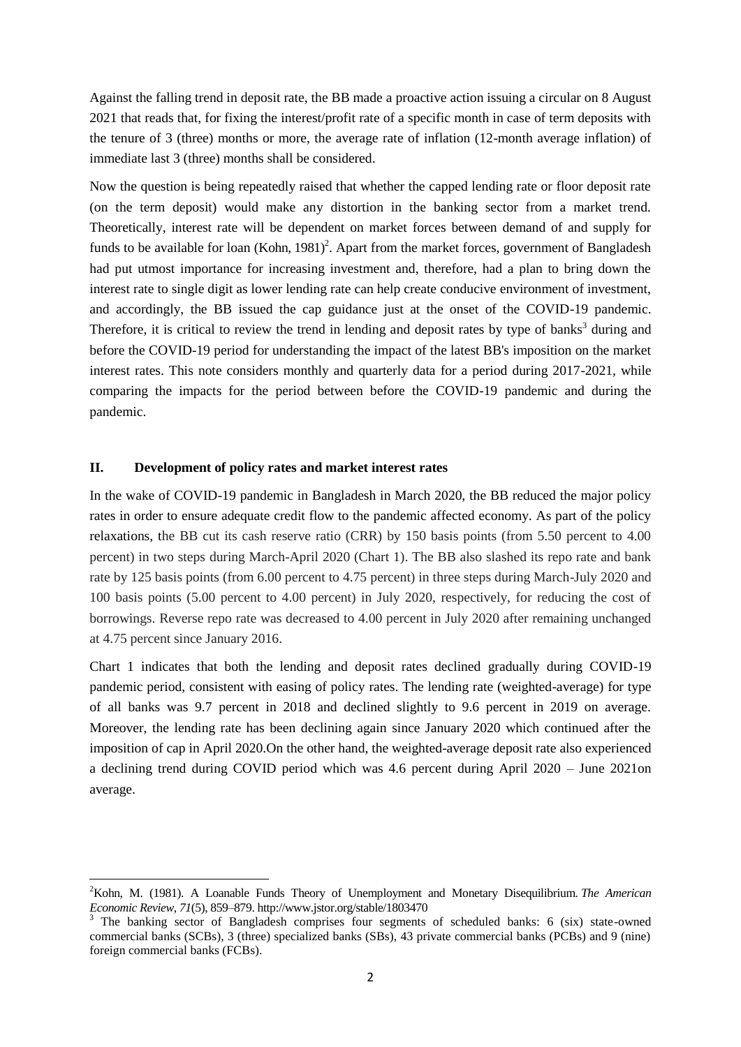Against the falling trend in deposit rate, the BB made a proactive action issuing a circular on 8 August 2021 that reads that, for fixing the interest/profit rate of a specific month in case of term deposits with the tenure of 3 (three) months or more, the average rate of inflation (12-month average inflation) of immediate last 3 (three) months shall be considered.

Now the question is being repeatedly raised that whether the capped lending rate or floor deposit rate (on the term deposit) would make any distortion in the banking sector from a market trend. Theoretically, interest rate will be dependent on market forces between demand of and supply for funds to be available for loan (Kohn, 1981)[2]. Apart from the market forces, government of Bangladesh had put utmost importance for increasing investment and, therefore, had a plan to bring down the interest rate to single digit as lower lending rate can help create conducive environment of investment, and accordingly, the BB issued the cap guidance just at the onset of the COVID-19 pandemic. Therefore, it is critical to review the trend in lending and deposit rates by type of banks[3] during and before the COVID-19 period for understanding the impact of the latest BB's imposition on the market interest rates. This note considers monthly and quarterly data for a period during 2017-2021, while comparing the impacts for the period between before the COVID-19 pandemic and during the pandemic.

## II. Development of policy rates and market interest rates

In the wake of COVID-19 pandemic in Bangladesh in March 2020, the BB reduced the major policy rates in order to ensure adequate credit flow to the pandemic affected economy. As part of the policy relaxations, the BB cut its cash reserve ratio (CRR) by 150 basis points (from 5.50 percent to 4.00 percent) in two steps during March-April 2020 (Chart 1). The BB also slashed its repo rate and bank rate by 125 basis points (from 6.00 percent to 4.75 percent) in three steps during March-July 2020 and 100 basis points (5.00 percent to 4.00 percent) in July 2020, respectively, for reducing the cost of borrowings. Reverse repo rate was decreased to 4.00 percent in July 2020 after remaining unchanged at 4.75 percent since January 2016.

Chart 1 indicates that both the lending and deposit rates declined gradually during COVID-19 pandemic period, consistent with easing of policy rates. The lending rate (weighted-average) for type of all banks was 9.7 percent in 2018 and declined slightly to 9.6 percent in 2019 on average. Moreover, the lending rate has been declining again since January 2020 which continued after the imposition of cap in April 2020.On the other hand, the weighted-average deposit rate also experienced a declining trend during COVID period which was 4.6 percent during April 2020 – June 2021on average.

---

[2] Kohn, M. (1981). A Loanable Funds Theory of Unemployment and Monetary Disequilibrium. *The American Economic Review*, *71*(5), 859–879. http://www.jstor.org/stable/1803470

[3] The banking sector of Bangladesh comprises four segments of scheduled banks: 6 (six) state-owned commercial banks (SCBs), 3 (three) specialized banks (SBs), 43 private commercial banks (PCBs) and 9 (nine) foreign commercial banks (FCBs).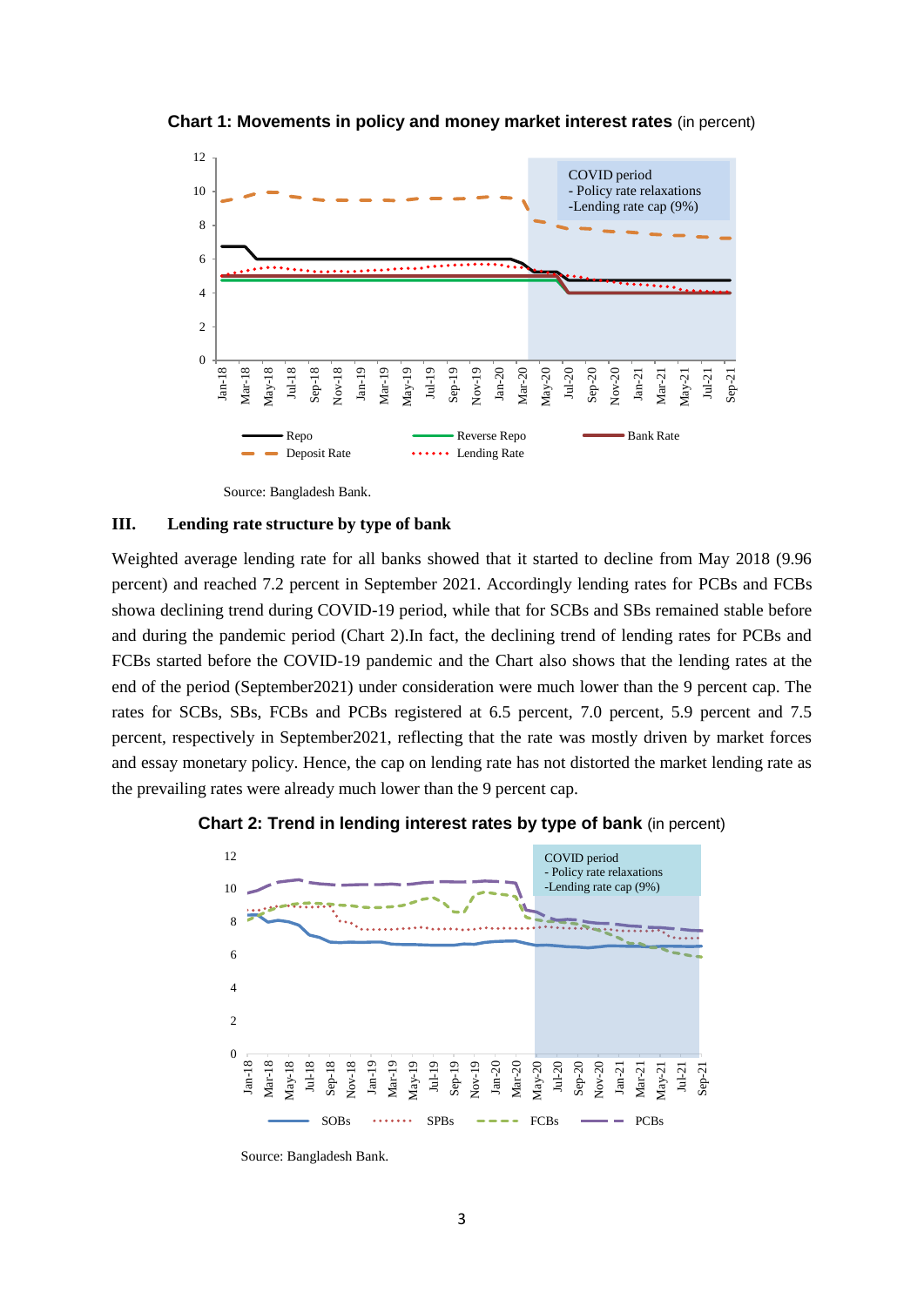**Chart 1: Movements in policy and money market interest rates** (in percent)

Source: Bangladesh Bank.

### III. Lending rate structure by type of bank

Weighted average lending rate for all banks showed that it started to decline from May 2018 (9.96 percent) and reached 7.2 percent in September 2021. Accordingly lending rates for PCBs and FCBs showa declining trend during COVID-19 period, while that for SCBs and SBs remained stable before and during the pandemic period (Chart 2).In fact, the declining trend of lending rates for PCBs and FCBs started before the COVID-19 pandemic and the Chart also shows that the lending rates at the end of the period (September2021) under consideration were much lower than the 9 percent cap. The rates for SCBs, SBs, FCBs and PCBs registered at 6.5 percent, 7.0 percent, 5.9 percent and 7.5 percent, respectively in September2021, reflecting that the rate was mostly driven by market forces and essay monetary policy. Hence, the cap on lending rate has not distorted the market lending rate as the prevailing rates were already much lower than the 9 percent cap.

**Chart 2: Trend in lending interest rates by type of bank** (in percent)

Source: Bangladesh Bank.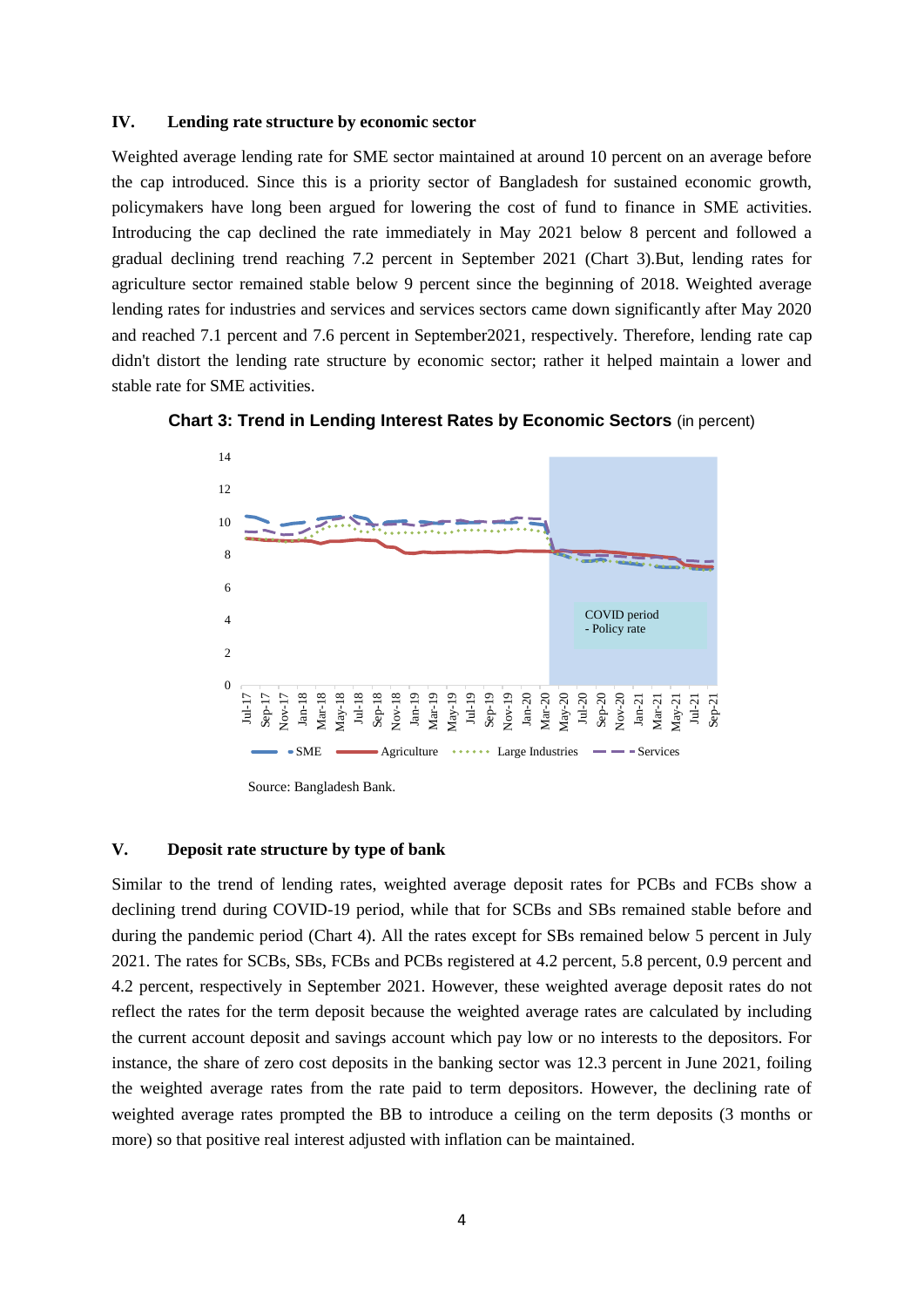### IV. Lending rate structure by economic sector

Weighted average lending rate for SME sector maintained at around 10 percent on an average before the cap introduced. Since this is a priority sector of Bangladesh for sustained economic growth, policymakers have long been argued for lowering the cost of fund to finance in SME activities. Introducing the cap declined the rate immediately in May 2021 below 8 percent and followed a gradual declining trend reaching 7.2 percent in September 2021 (Chart 3).But, lending rates for agriculture sector remained stable below 9 percent since the beginning of 2018. Weighted average lending rates for industries and services and services sectors came down significantly after May 2020 and reached 7.1 percent and 7.6 percent in September2021, respectively. Therefore, lending rate cap didn't distort the lending rate structure by economic sector; rather it helped maintain a lower and stable rate for SME activities.

**Chart 3: Trend in Lending Interest Rates by Economic Sectors** (in percent)

Source: Bangladesh Bank.

### V. Deposit rate structure by type of bank

Similar to the trend of lending rates, weighted average deposit rates for PCBs and FCBs show a declining trend during COVID-19 period, while that for SCBs and SBs remained stable before and during the pandemic period (Chart 4). All the rates except for SBs remained below 5 percent in July 2021. The rates for SCBs, SBs, FCBs and PCBs registered at 4.2 percent, 5.8 percent, 0.9 percent and 4.2 percent, respectively in September 2021. However, these weighted average deposit rates do not reflect the rates for the term deposit because the weighted average rates are calculated by including the current account deposit and savings account which pay low or no interests to the depositors. For instance, the share of zero cost deposits in the banking sector was 12.3 percent in June 2021, foiling the weighted average rates from the rate paid to term depositors. However, the declining rate of weighted average rates prompted the BB to introduce a ceiling on the term deposits (3 months or more) so that positive real interest adjusted with inflation can be maintained.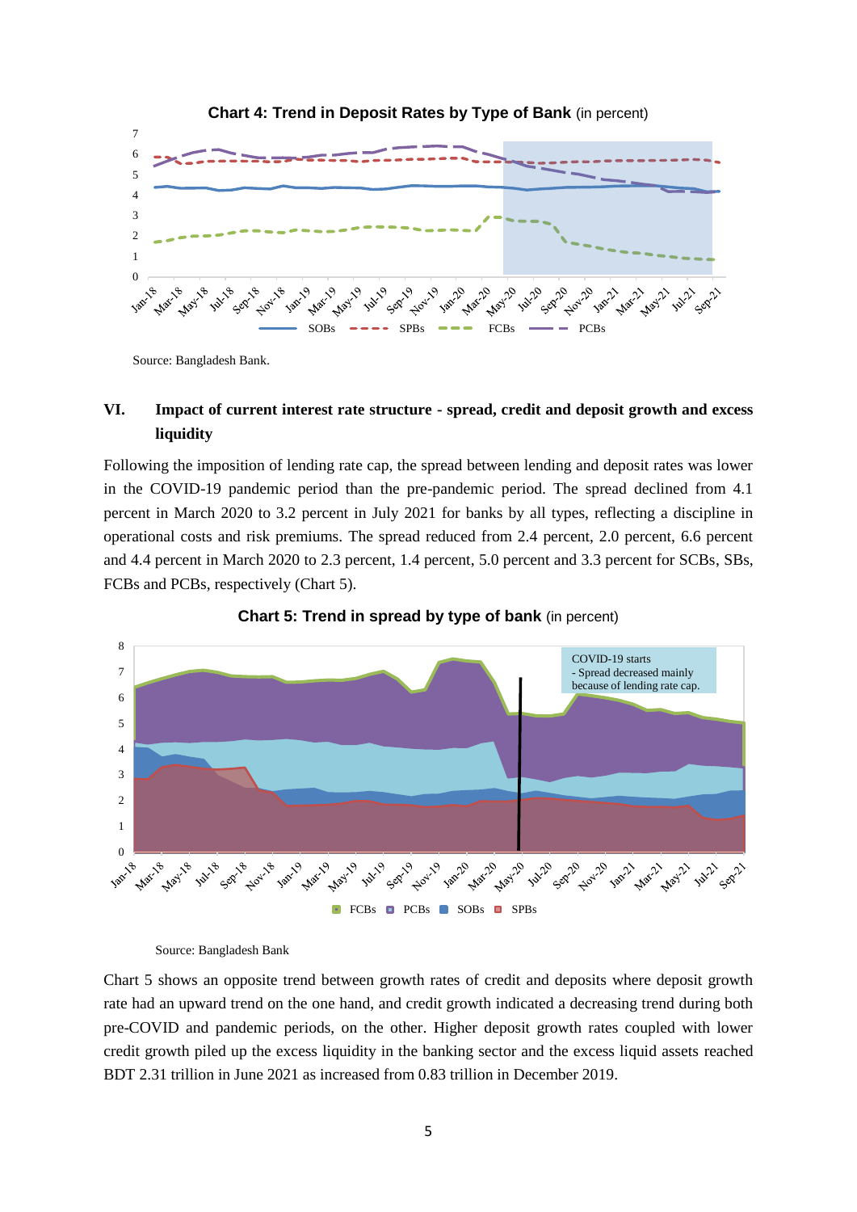**Chart 4: Trend in Deposit Rates by Type of Bank** (in percent)

Source: Bangladesh Bank.

## VI. Impact of current interest rate structure - spread, credit and deposit growth and excess liquidity

Following the imposition of lending rate cap, the spread between lending and deposit rates was lower in the COVID-19 pandemic period than the pre-pandemic period. The spread declined from 4.1 percent in March 2020 to 3.2 percent in July 2021 for banks by all types, reflecting a discipline in operational costs and risk premiums. The spread reduced from 2.4 percent, 2.0 percent, 6.6 percent and 4.4 percent in March 2020 to 2.3 percent, 1.4 percent, 5.0 percent and 3.3 percent for SCBs, SBs, FCBs and PCBs, respectively (Chart 5).

**Chart 5: Trend in spread by type of bank** (in percent)

Source: Bangladesh Bank

Chart 5 shows an opposite trend between growth rates of credit and deposits where deposit growth rate had an upward trend on the one hand, and credit growth indicated a decreasing trend during both pre-COVID and pandemic periods, on the other. Higher deposit growth rates coupled with lower credit growth piled up the excess liquidity in the banking sector and the excess liquid assets reached BDT 2.31 trillion in June 2021 as increased from 0.83 trillion in December 2019.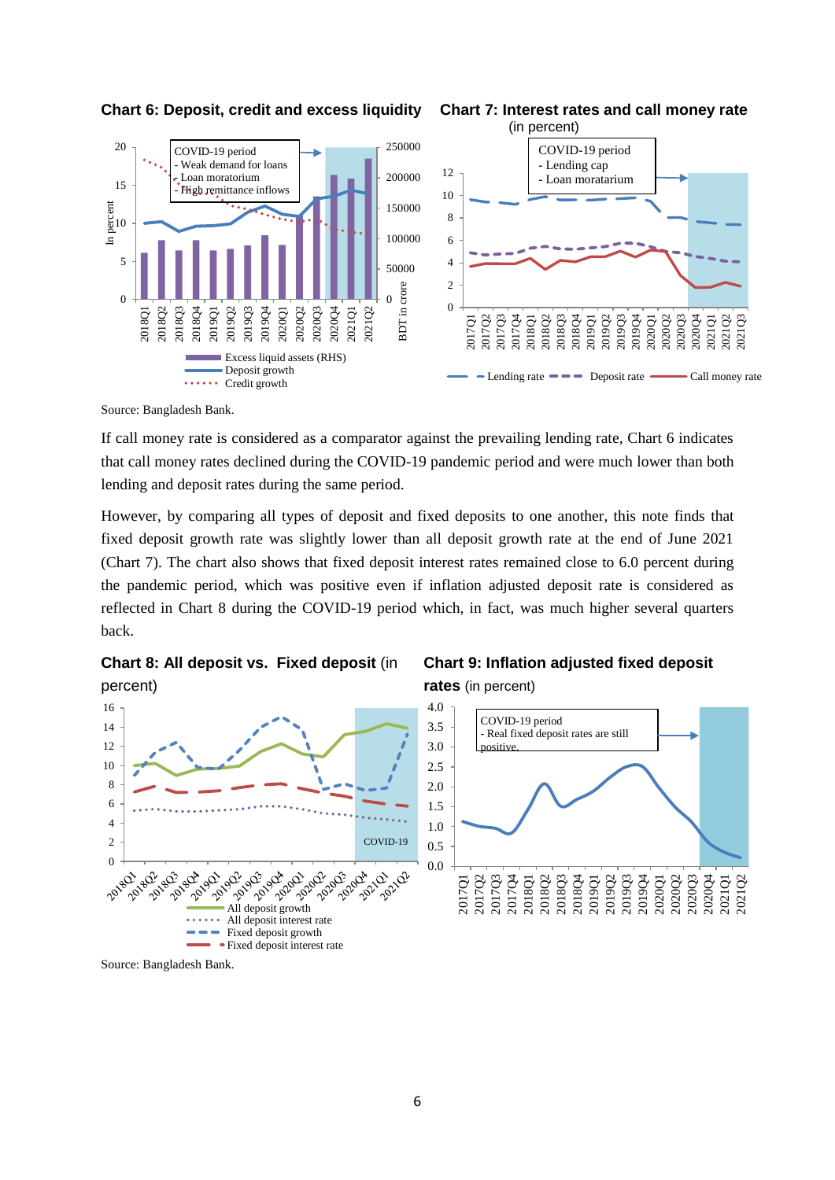**Chart 6: Deposit, credit and excess liquidity**

**Chart 7: Interest rates and call money rate** (in percent)

Source: Bangladesh Bank.

If call money rate is considered as a comparator against the prevailing lending rate, Chart 6 indicates that call money rates declined during the COVID-19 pandemic period and were much lower than both lending and deposit rates during the same period.

However, by comparing all types of deposit and fixed deposits to one another, this note finds that fixed deposit growth rate was slightly lower than all deposit growth rate at the end of June 2021 (Chart 7). The chart also shows that fixed deposit interest rates remained close to 6.0 percent during the pandemic period, which was positive even if inflation adjusted deposit rate is considered as reflected in Chart 8 during the COVID-19 period which, in fact, was much higher several quarters back.

**Chart 8: All deposit vs. Fixed deposit** (in percent)

**Chart 9: Inflation adjusted fixed deposit rates** (in percent)

Source: Bangladesh Bank.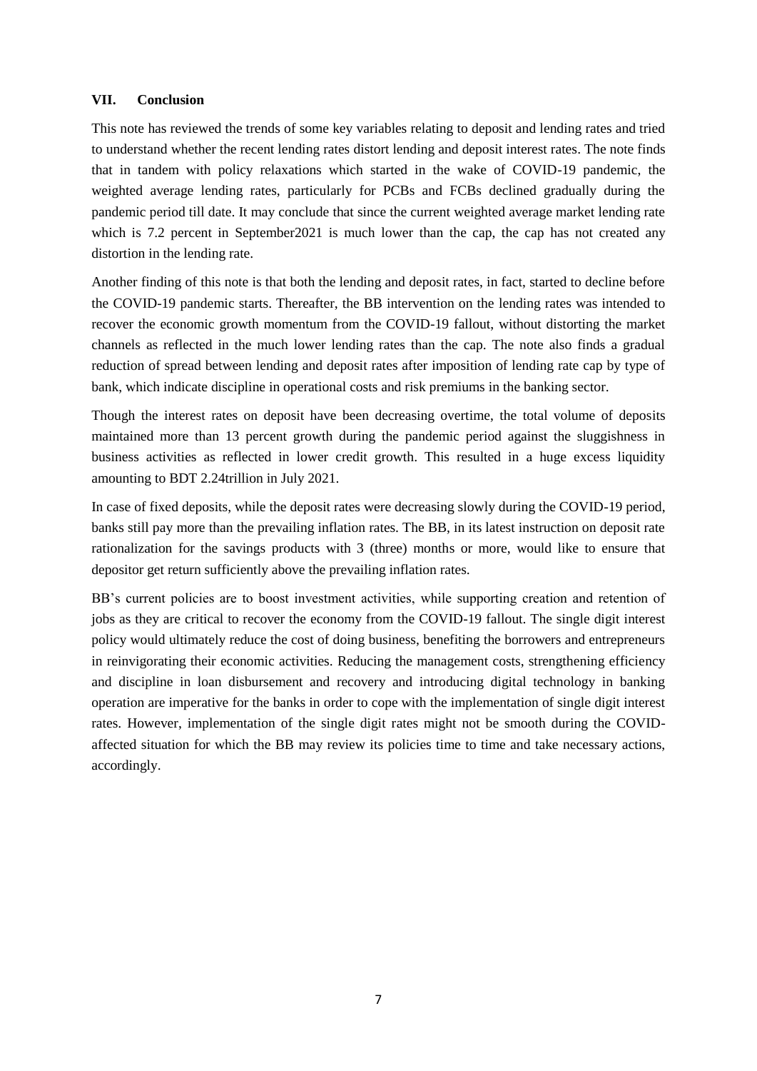## VII. Conclusion

This note has reviewed the trends of some key variables relating to deposit and lending rates and tried to understand whether the recent lending rates distort lending and deposit interest rates. The note finds that in tandem with policy relaxations which started in the wake of COVID-19 pandemic, the weighted average lending rates, particularly for PCBs and FCBs declined gradually during the pandemic period till date. It may conclude that since the current weighted average market lending rate which is 7.2 percent in September2021 is much lower than the cap, the cap has not created any distortion in the lending rate.

Another finding of this note is that both the lending and deposit rates, in fact, started to decline before the COVID-19 pandemic starts. Thereafter, the BB intervention on the lending rates was intended to recover the economic growth momentum from the COVID-19 fallout, without distorting the market channels as reflected in the much lower lending rates than the cap. The note also finds a gradual reduction of spread between lending and deposit rates after imposition of lending rate cap by type of bank, which indicate discipline in operational costs and risk premiums in the banking sector.

Though the interest rates on deposit have been decreasing overtime, the total volume of deposits maintained more than 13 percent growth during the pandemic period against the sluggishness in business activities as reflected in lower credit growth. This resulted in a huge excess liquidity amounting to BDT 2.24trillion in July 2021.

In case of fixed deposits, while the deposit rates were decreasing slowly during the COVID-19 period, banks still pay more than the prevailing inflation rates. The BB, in its latest instruction on deposit rate rationalization for the savings products with 3 (three) months or more, would like to ensure that depositor get return sufficiently above the prevailing inflation rates.

BB's current policies are to boost investment activities, while supporting creation and retention of jobs as they are critical to recover the economy from the COVID-19 fallout. The single digit interest policy would ultimately reduce the cost of doing business, benefiting the borrowers and entrepreneurs in reinvigorating their economic activities. Reducing the management costs, strengthening efficiency and discipline in loan disbursement and recovery and introducing digital technology in banking operation are imperative for the banks in order to cope with the implementation of single digit interest rates. However, implementation of the single digit rates might not be smooth during the COVID-affected situation for which the BB may review its policies time to time and take necessary actions, accordingly.